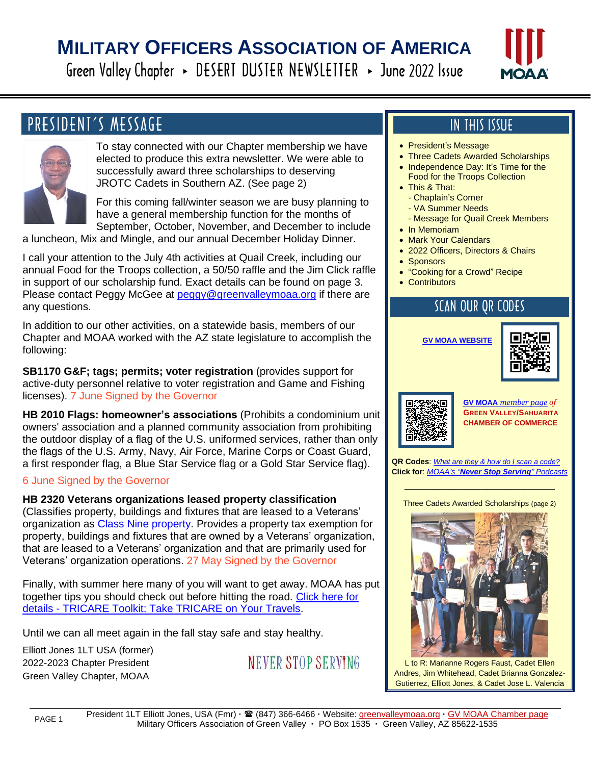# MILITARY OFFICERS ASSOCIATION OF AMERICA

Green Valley Chapter ▸ DESERT DUSTER NEWSLETTER ▸ June 2022 Issue

## PRESIDENT'S MESSAGE

To stay connected with our Chapter membership we have elected to produce this extra newsletter. We were able to successfully award three scholarships to deserving JROTC Cadets in Southern AZ. (See page 2)

For this coming fall/winter season we are busy planning to have a general membership function for the months of September, October, November, and December to include a luncheon, Mix and Mingle, and our annual December Holiday Dinner.

I call your attention to the July 4th activities at Quail Creek, including our annual Food for the Troops collection, a 50/50 raffle and the Jim Click raffle in support of our scholarship fund. Exact details can be found on page 3. Please contact Peggy McGee at peggy@greenvalleymoaa.org if there are any questions.

In addition to our other activities, on a statewide basis, members of our Chapter and MOAA worked with the AZ state legislature to accomplish the following:

**SB1170 G&F; tags; permits; voter registration** (provides support for active-duty personnel relative to voter registration and Game and Fishing licenses). 7 June Signed by the Governor

**HB 2010 Flags: homeowner's associations** (Prohibits a condominium unit owners' association and a planned community association from prohibiting the outdoor display of a flag of the U.S. uniformed services, rather than only the flags of the U.S. Army, Navy, Air Force, Marine Corps or Coast Guard, a first responder flag, a Blue Star Service flag or a Gold Star Service flag).

6 June Signed by the Governor

**HB 2320 Veterans organizations leased property classification** (Classifies property, buildings and fixtures that are leased to a Veterans' organization as Class Nine property. Provides a property tax exemption for property, buildings and fixtures that are owned by a Veterans' organization, that are leased to a Veterans' organization and that are primarily used for Veterans' organization operations. 27 May Signed by the Governor

Finally, with summer here many of you will want to get away. MOAA has put together tips you should check out before hitting the road. Click here for details - TRICARE Toolkit: Take TRICARE on Your Travels.

Until we can all meet again in the fall stay safe and stay healthy.

Elliott Jones 1LT USA (former)
2022-2023 Chapter President
Green Valley Chapter, MOAA

NEVER STOP SERVING

## IN THIS ISSUE

- President's Message
- Three Cadets Awarded Scholarships
- Independence Day: It's Time for the Food for the Troops Collection
- This & That:
  - Chaplain's Corner
  - VA Summer Needs
  - Message for Quail Creek Members
- In Memoriam
- Mark Your Calendars
- 2022 Officers, Directors & Chairs
- Sponsors
- "Cooking for a Crowd" Recipe
- Contributors

## SCAN OUR QR CODES

GV MOAA WEBSITE

*GV MOAA member page of* **GREEN VALLEY/SAHUARITA CHAMBER OF COMMERCE**

**QR Codes**: *What are they & how do I scan a code?*
**Click for**: *MOAA's "Never Stop Serving" Podcasts*

Three Cadets Awarded Scholarships (page 2)

L to R: Marianne Rogers Faust, Cadet Ellen Andres, Jim Whitehead, Cadet Brianna Gonzalez-Gutierrez, Elliott Jones, & Cadet Jose L. Valencia

President 1LT Elliott Jones, USA (Fmr) · ☎ (847) 366-6466 · Website: greenvalleymoaa.org · GV MOAA Chamber page
Military Officers Association of Green Valley · PO Box 1535 · Green Valley, AZ 85622-1535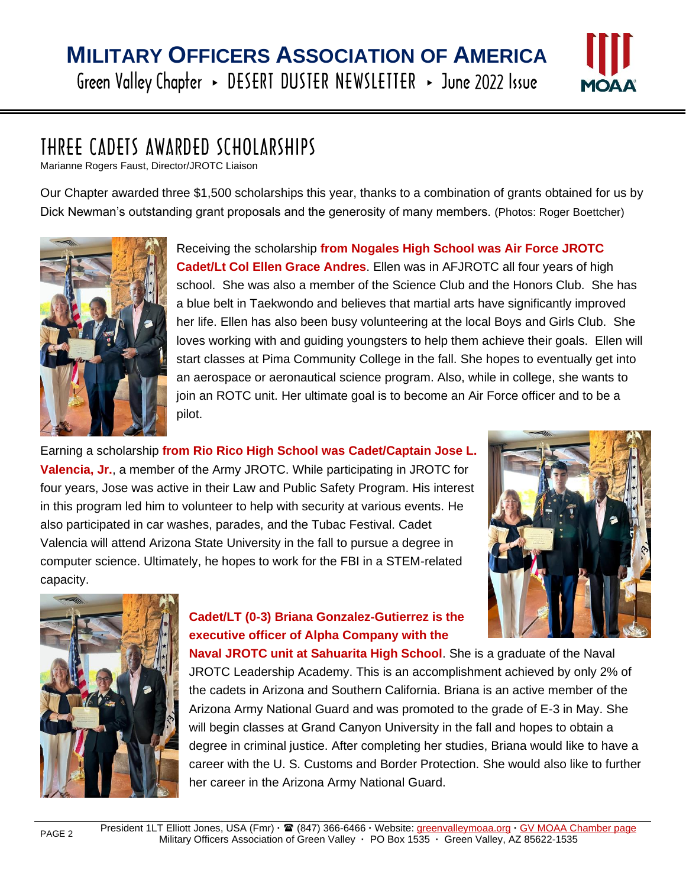## THREE CADETS AWARDED SCHOLARSHIPS

Marianne Rogers Faust, Director/JROTC Liaison

Our Chapter awarded three $1,500 scholarships this year, thanks to a combination of grants obtained for us by Dick Newman's outstanding grant proposals and the generosity of many members. (Photos: Roger Boettcher)

Receiving the scholarship **from Nogales High School was Air Force JROTC Cadet/Lt Col Ellen Grace Andres**. Ellen was in AFJROTC all four years of high school. She was also a member of the Science Club and the Honors Club. She has a blue belt in Taekwondo and believes that martial arts have significantly improved her life. Ellen has also been busy volunteering at the local Boys and Girls Club. She loves working with and guiding youngsters to help them achieve their goals. Ellen will start classes at Pima Community College in the fall. She hopes to eventually get into an aerospace or aeronautical science program. Also, while in college, she wants to join an ROTC unit. Her ultimate goal is to become an Air Force officer and to be a pilot.

Earning a scholarship **from Rio Rico High School was Cadet/Captain Jose L. Valencia, Jr.**, a member of the Army JROTC. While participating in JROTC for four years, Jose was active in their Law and Public Safety Program. His interest in this program led him to volunteer to help with security at various events. He also participated in car washes, parades, and the Tubac Festival. Cadet Valencia will attend Arizona State University in the fall to pursue a degree in computer science. Ultimately, he hopes to work for the FBI in a STEM-related capacity.

**Cadet/LT (0-3) Briana Gonzalez-Gutierrez is the executive officer of Alpha Company with the Naval JROTC unit at Sahuarita High School**. She is a graduate of the Naval JROTC Leadership Academy. This is an accomplishment achieved by only 2% of the cadets in Arizona and Southern California. Briana is an active member of the Arizona Army National Guard and was promoted to the grade of E-3 in May. She will begin classes at Grand Canyon University in the fall and hopes to obtain a degree in criminal justice. After completing her studies, Briana would like to have a career with the U. S. Customs and Border Protection. She would also like to further her career in the Arizona Army National Guard.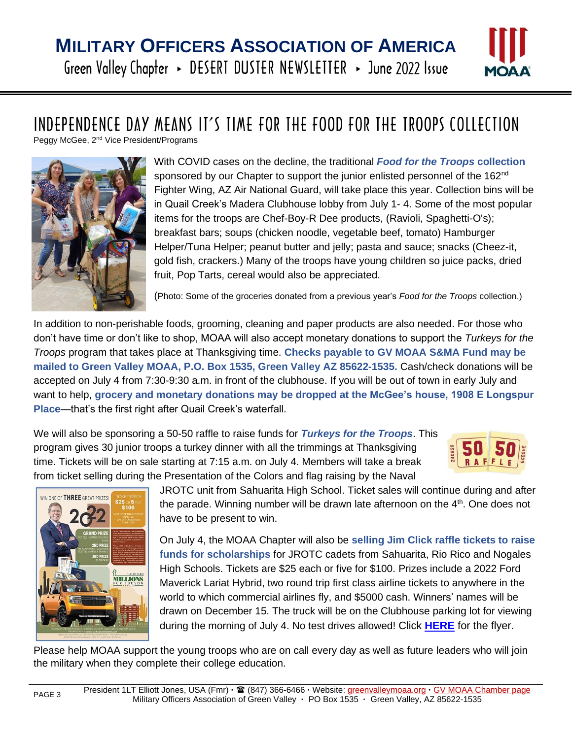# INDEPENDENCE DAY MEANS IT'S TIME FOR THE FOOD FOR THE TROOPS COLLECTION

Peggy McGee, 2nd Vice President/Programs

With COVID cases on the decline, the traditional ***Food for the Troops* collection** sponsored by our Chapter to support the junior enlisted personnel of the 162nd Fighter Wing, AZ Air National Guard, will take place this year. Collection bins will be in Quail Creek's Madera Clubhouse lobby from July 1- 4. Some of the most popular items for the troops are Chef-Boy-R Dee products, (Ravioli, Spaghetti-O's); breakfast bars; soups (chicken noodle, vegetable beef, tomato) Hamburger Helper/Tuna Helper; peanut butter and jelly; pasta and sauce; snacks (Cheez-it, gold fish, crackers.) Many of the troops have young children so juice packs, dried fruit, Pop Tarts, cereal would also be appreciated.

(Photo: Some of the groceries donated from a previous year's *Food for the Troops* collection.)

In addition to non-perishable foods, grooming, cleaning and paper products are also needed. For those who don't have time or don't like to shop, MOAA will also accept monetary donations to support the *Turkeys for the Troops* program that takes place at Thanksgiving time. **Checks payable to GV MOAA S&MA Fund may be mailed to Green Valley MOAA, P.O. Box 1535, Green Valley AZ 85622-1535.** Cash/check donations will be accepted on July 4 from 7:30-9:30 a.m. in front of the clubhouse. If you will be out of town in early July and want to help, **grocery and monetary donations may be dropped at the McGee's house, 1908 E Longspur Place**—that's the first right after Quail Creek's waterfall.

We will also be sponsoring a 50-50 raffle to raise funds for ***Turkeys for the Troops***. This program gives 30 junior troops a turkey dinner with all the trimmings at Thanksgiving time. Tickets will be on sale starting at 7:15 a.m. on July 4. Members will take a break from ticket selling during the Presentation of the Colors and flag raising by the Naval JROTC unit from Sahuarita High School. Ticket sales will continue during and after the parade. Winning number will be drawn late afternoon on the 4th. One does not have to be present to win.

On July 4, the MOAA Chapter will also be **selling Jim Click raffle tickets to raise funds for scholarships** for JROTC cadets from Sahuarita, Rio Rico and Nogales High Schools. Tickets are $25 each or five for $100. Prizes include a 2022 Ford Maverick Lariat Hybrid, two round trip first class airline tickets to anywhere in the world to which commercial airlines fly, and $5000 cash. Winners' names will be drawn on December 15. The truck will be on the Clubhouse parking lot for viewing during the morning of July 4. No test drives allowed! Click **HERE** for the flyer.

Please help MOAA support the young troops who are on call every day as well as future leaders who will join the military when they complete their college education.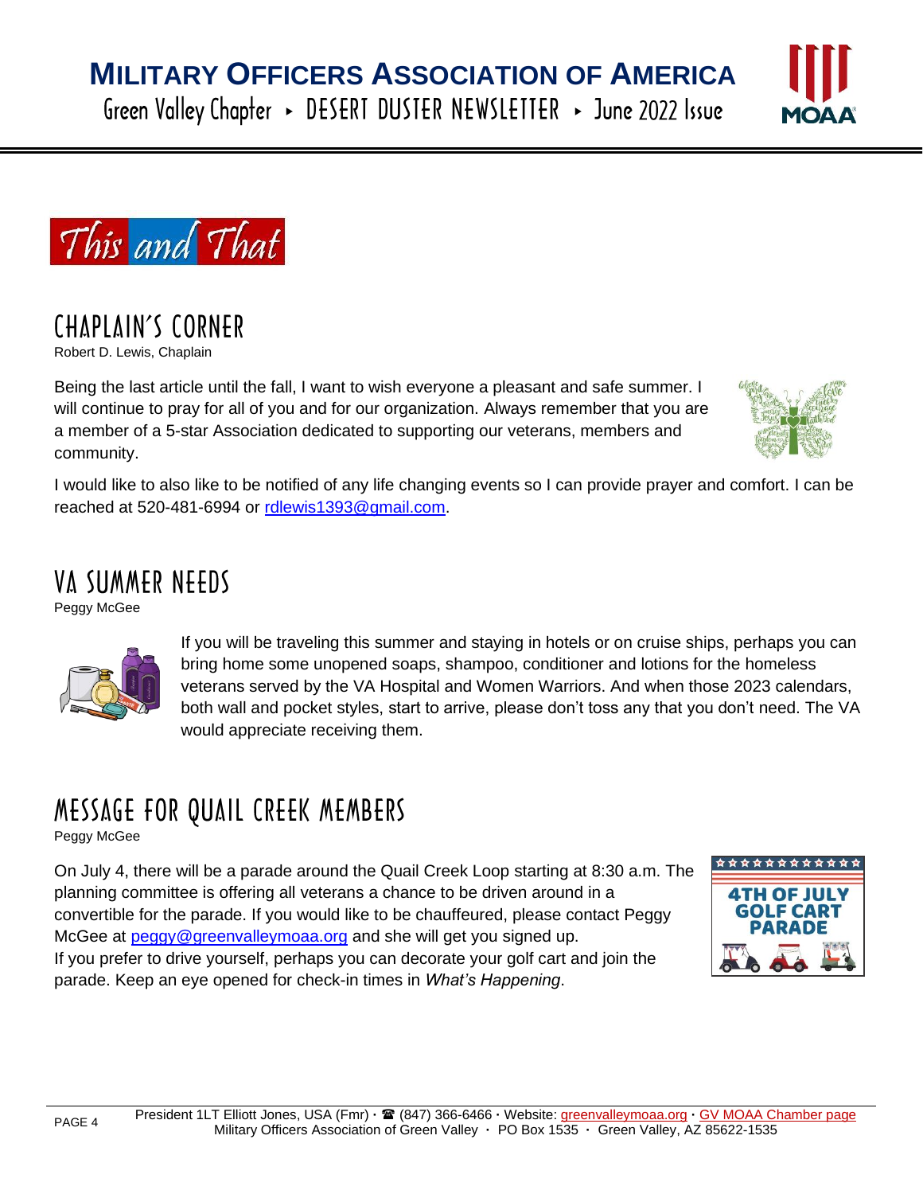# This and That

## CHAPLAIN'S CORNER

Robert D. Lewis, Chaplain

Being the last article until the fall, I want to wish everyone a pleasant and safe summer. I will continue to pray for all of you and for our organization. Always remember that you are a member of a 5-star Association dedicated to supporting our veterans, members and community.

I would like to also like to be notified of any life changing events so I can provide prayer and comfort. I can be reached at 520-481-6994 or rdlewis1393@gmail.com.

## VA SUMMER NEEDS

Peggy McGee

If you will be traveling this summer and staying in hotels or on cruise ships, perhaps you can bring home some unopened soaps, shampoo, conditioner and lotions for the homeless veterans served by the VA Hospital and Women Warriors. And when those 2023 calendars, both wall and pocket styles, start to arrive, please don't toss any that you don't need. The VA would appreciate receiving them.

## MESSAGE FOR QUAIL CREEK MEMBERS

Peggy McGee

On July 4, there will be a parade around the Quail Creek Loop starting at 8:30 a.m. The planning committee is offering all veterans a chance to be driven around in a convertible for the parade. If you would like to be chauffeured, please contact Peggy McGee at peggy@greenvalleymoaa.org and she will get you signed up.
If you prefer to drive yourself, perhaps you can decorate your golf cart and join the parade. Keep an eye opened for check-in times in *What's Happening*.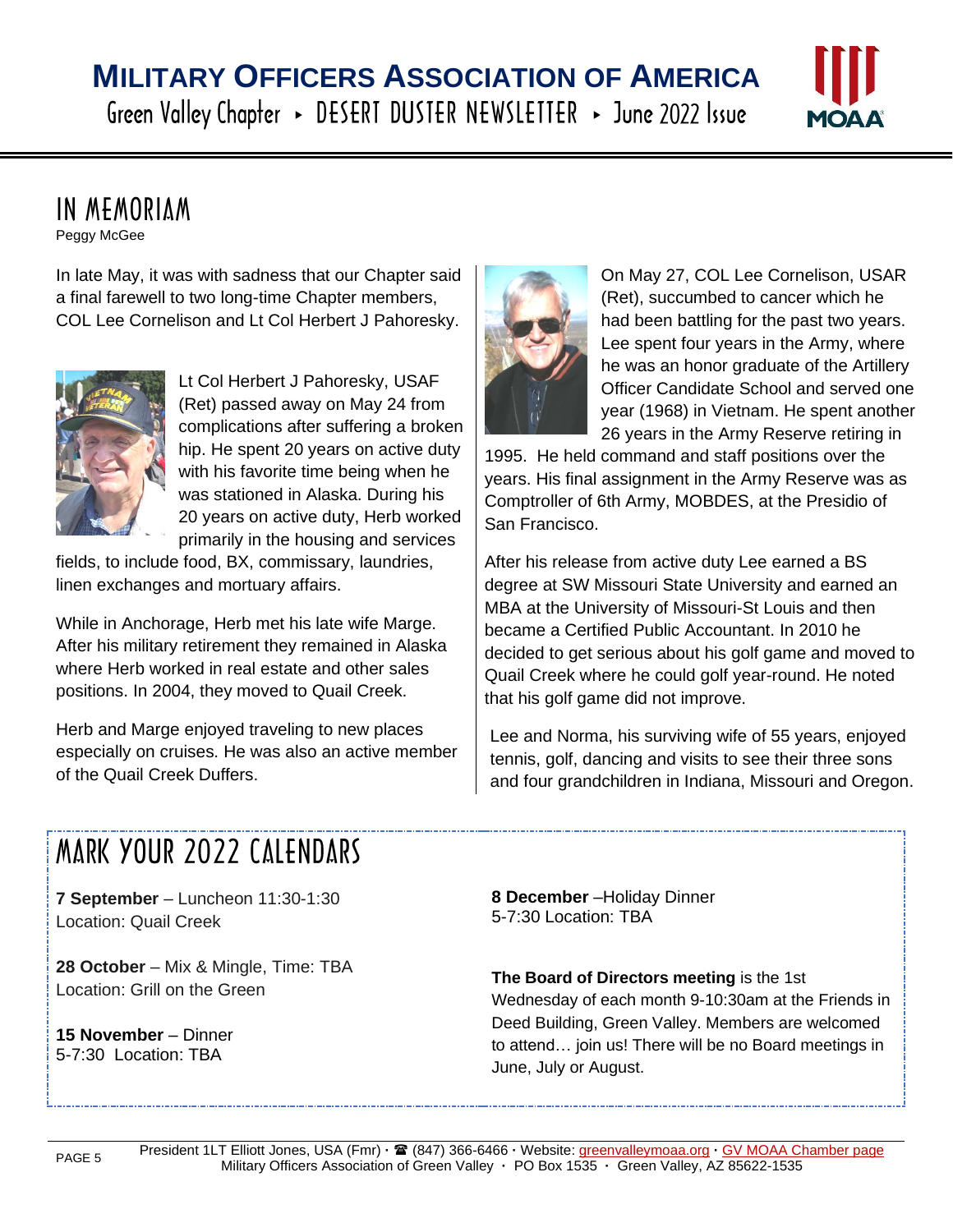# IN MEMORIAM

Peggy McGee

In late May, it was with sadness that our Chapter said a final farewell to two long-time Chapter members, COL Lee Cornelison and Lt Col Herbert J Pahoresky.

Lt Col Herbert J Pahoresky, USAF (Ret) passed away on May 24 from complications after suffering a broken hip. He spent 20 years on active duty with his favorite time being when he was stationed in Alaska. During his 20 years on active duty, Herb worked primarily in the housing and services fields, to include food, BX, commissary, laundries, linen exchanges and mortuary affairs.

While in Anchorage, Herb met his late wife Marge. After his military retirement they remained in Alaska where Herb worked in real estate and other sales positions. In 2004, they moved to Quail Creek.

Herb and Marge enjoyed traveling to new places especially on cruises. He was also an active member of the Quail Creek Duffers.

On May 27, COL Lee Cornelison, USAR (Ret), succumbed to cancer which he had been battling for the past two years. Lee spent four years in the Army, where he was an honor graduate of the Artillery Officer Candidate School and served one year (1968) in Vietnam. He spent another 26 years in the Army Reserve retiring in 1995. He held command and staff positions over the years. His final assignment in the Army Reserve was as Comptroller of 6th Army, MOBDES, at the Presidio of San Francisco.

After his release from active duty Lee earned a BS degree at SW Missouri State University and earned an MBA at the University of Missouri-St Louis and then became a Certified Public Accountant. In 2010 he decided to get serious about his golf game and moved to Quail Creek where he could golf year-round. He noted that his golf game did not improve.

Lee and Norma, his surviving wife of 55 years, enjoyed tennis, golf, dancing and visits to see their three sons and four grandchildren in Indiana, Missouri and Oregon.

# MARK YOUR 2022 CALENDARS

**7 September** – Luncheon 11:30-1:30
Location: Quail Creek

**28 October** – Mix & Mingle, Time: TBA
Location: Grill on the Green

**15 November** – Dinner
5-7:30 Location: TBA

**8 December** –Holiday Dinner
5-7:30 Location: TBA

**The Board of Directors meeting** is the 1st Wednesday of each month 9-10:30am at the Friends in Deed Building, Green Valley. Members are welcomed to attend… join us! There will be no Board meetings in June, July or August.

President 1LT Elliott Jones, USA (Fmr) · ☎ (847) 366-6466 · Website: greenvalleymoaa.org · GV MOAA Chamber page
Military Officers Association of Green Valley · PO Box 1535 · Green Valley, AZ 85622-1535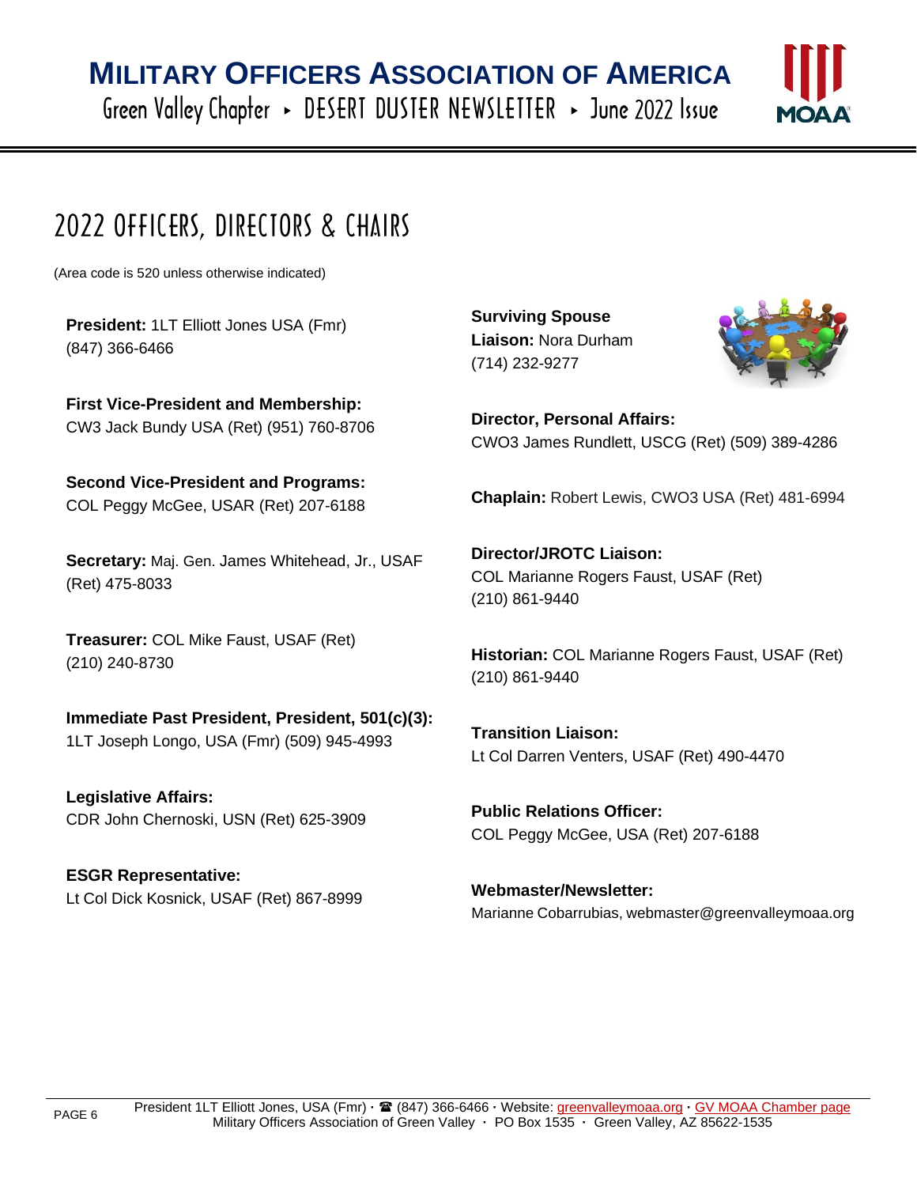# 2022 OFFICERS, DIRECTORS & CHAIRS

(Area code is 520 unless otherwise indicated)

**President:** 1LT Elliott Jones USA (Fmr)
(847) 366-6466

**First Vice-President and Membership:**
CW3 Jack Bundy USA (Ret) (951) 760-8706

**Second Vice-President and Programs:**
COL Peggy McGee, USAR (Ret) 207-6188

**Secretary:** Maj. Gen. James Whitehead, Jr., USAF (Ret) 475-8033

**Treasurer:** COL Mike Faust, USAF (Ret)
(210) 240-8730

**Immediate Past President, President, 501(c)(3):**
1LT Joseph Longo, USA (Fmr) (509) 945-4993

**Legislative Affairs:**
CDR John Chernoski, USN (Ret) 625-3909

**ESGR Representative:**
Lt Col Dick Kosnick, USAF (Ret) 867-8999

**Surviving Spouse Liaison:** Nora Durham
(714) 232-9277

**Director, Personal Affairs:**
CWO3 James Rundlett, USCG (Ret) (509) 389-4286

**Chaplain:** Robert Lewis, CWO3 USA (Ret) 481-6994

**Director/JROTC Liaison:**
COL Marianne Rogers Faust, USAF (Ret)
(210) 861-9440

**Historian:** COL Marianne Rogers Faust, USAF (Ret)
(210) 861-9440

**Transition Liaison:**
Lt Col Darren Venters, USAF (Ret) 490-4470

**Public Relations Officer:**
COL Peggy McGee, USA (Ret) 207-6188

**Webmaster/Newsletter:**
Marianne Cobarrubias, webmaster@greenvalleymoaa.org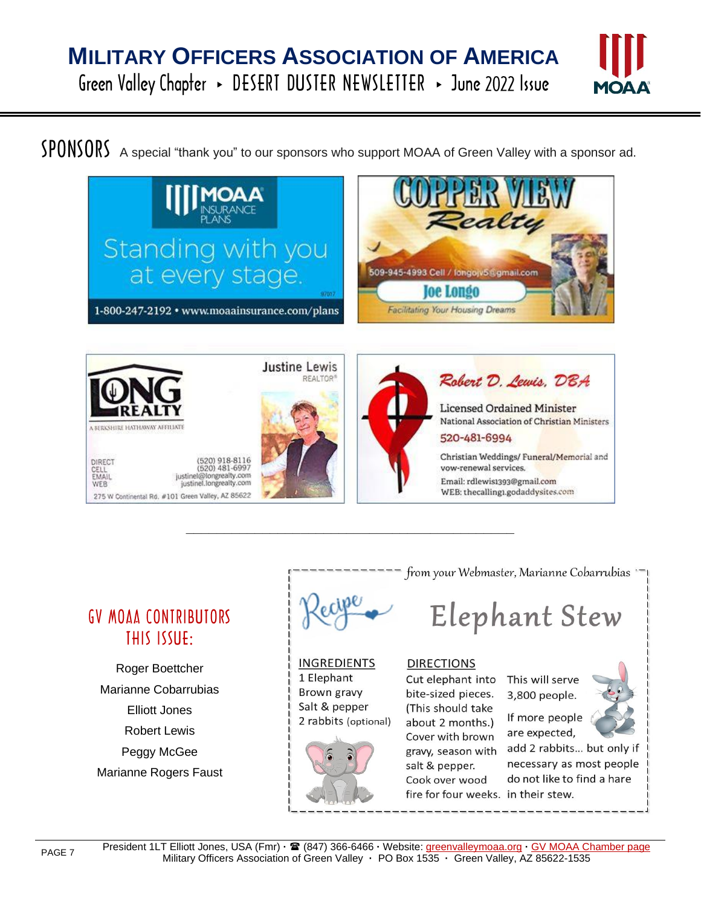## SPONSORS

A special "thank you" to our sponsors who support MOAA of Green Valley with a sponsor ad.

MOAA INSURANCE PLANS

Standing with you at every stage.

1-800-247-2192 • www.moaainsurance.com/plans

COPPER VIEW Realty

509-945-4993 Cell / longojv5@gmail.com

Joe Longo

Facilitating Your Housing Dreams

LONG REALTY

A BERKSHIRE HATHAWAY AFFILIATE

Justine Lewis
REALTOR®

DIRECT (520) 918-8116
CELL (520) 481-6997
EMAIL justinel@longrealty.com
WEB justinel.longrealty.com

275 W Continental Rd. #101 Green Valley, AZ 85622

Robert D. Lewis, DBA

Licensed Ordained Minister
National Association of Christian Ministers

520-481-6994

Christian Weddings/ Funeral/Memorial and vow-renewal services.

Email: rdlewis1393@gmail.com
WEB: thecalling1.godaddysites.com

---

## GV MOAA CONTRIBUTORS THIS ISSUE:

Roger Boettcher
Marianne Cobarrubias
Elliott Jones
Robert Lewis
Peggy McGee
Marianne Rogers Faust

---

*from your Webmaster, Marianne Cobarrubias*

Recipe

# Elephant Stew

**INGREDIENTS**

1 Elephant
Brown gravy
Salt & pepper
2 rabbits (optional)

**DIRECTIONS**

Cut elephant into bite-sized pieces. (This should take about 2 months.) Cover with brown gravy, season with salt & pepper. Cook over wood fire for four weeks.

This will serve 3,800 people.

If more people are expected, add 2 rabbits... but only if necessary as most people do not like to find a hare in their stew.

---

President 1LT Elliott Jones, USA (Fmr) · ☎ (847) 366-6466 · Website: greenvalleymoaa.org · GV MOAA Chamber page
Military Officers Association of Green Valley · PO Box 1535 · Green Valley, AZ 85622-1535